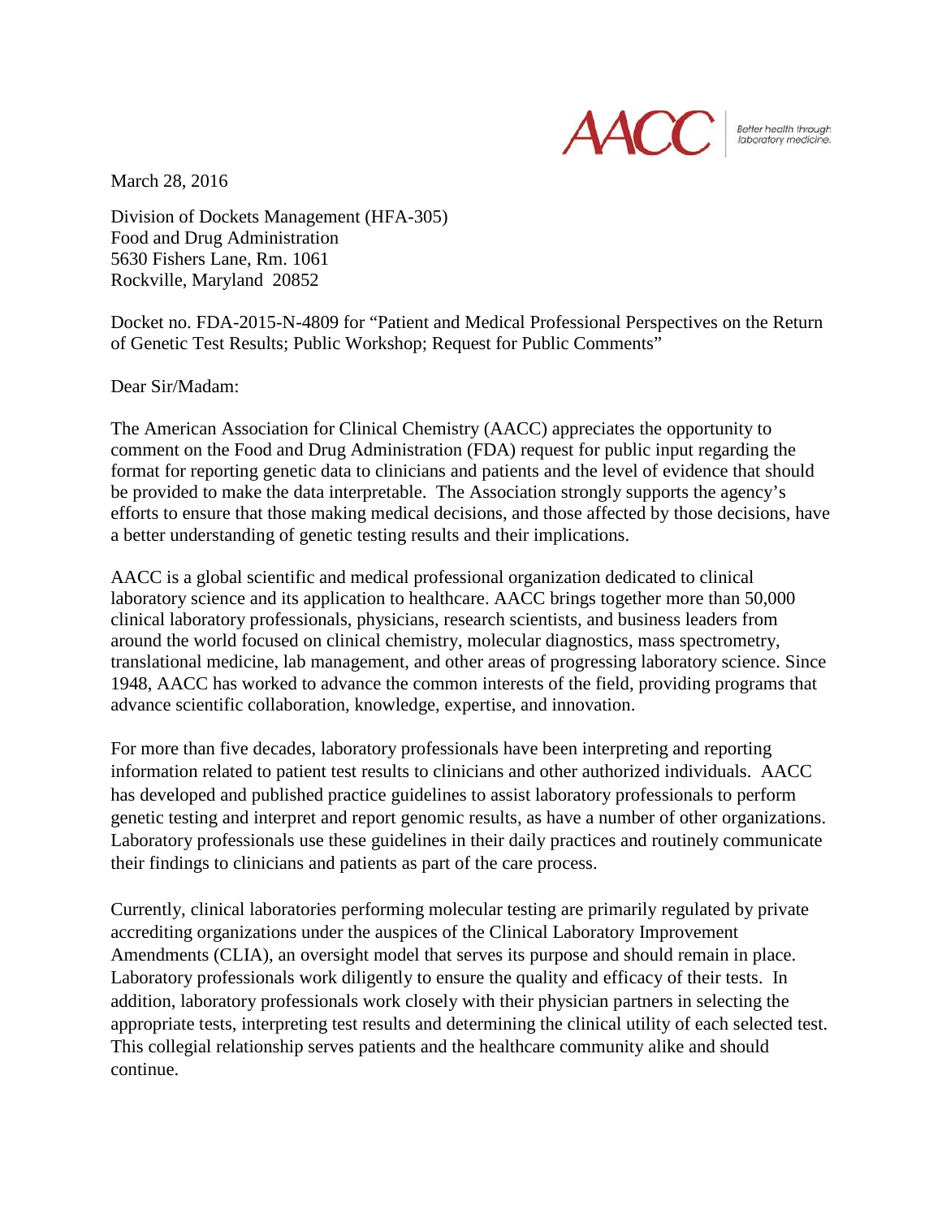AACC | Better health through laboratory medicine.

March 28, 2016

Division of Dockets Management (HFA-305)
Food and Drug Administration
5630 Fishers Lane, Rm. 1061
Rockville, Maryland 20852

Docket no. FDA-2015-N-4809 for "Patient and Medical Professional Perspectives on the Return of Genetic Test Results; Public Workshop; Request for Public Comments"

Dear Sir/Madam:

The American Association for Clinical Chemistry (AACC) appreciates the opportunity to comment on the Food and Drug Administration (FDA) request for public input regarding the format for reporting genetic data to clinicians and patients and the level of evidence that should be provided to make the data interpretable. The Association strongly supports the agency's efforts to ensure that those making medical decisions, and those affected by those decisions, have a better understanding of genetic testing results and their implications.

AACC is a global scientific and medical professional organization dedicated to clinical laboratory science and its application to healthcare. AACC brings together more than 50,000 clinical laboratory professionals, physicians, research scientists, and business leaders from around the world focused on clinical chemistry, molecular diagnostics, mass spectrometry, translational medicine, lab management, and other areas of progressing laboratory science. Since 1948, AACC has worked to advance the common interests of the field, providing programs that advance scientific collaboration, knowledge, expertise, and innovation.

For more than five decades, laboratory professionals have been interpreting and reporting information related to patient test results to clinicians and other authorized individuals. AACC has developed and published practice guidelines to assist laboratory professionals to perform genetic testing and interpret and report genomic results, as have a number of other organizations. Laboratory professionals use these guidelines in their daily practices and routinely communicate their findings to clinicians and patients as part of the care process.

Currently, clinical laboratories performing molecular testing are primarily regulated by private accrediting organizations under the auspices of the Clinical Laboratory Improvement Amendments (CLIA), an oversight model that serves its purpose and should remain in place. Laboratory professionals work diligently to ensure the quality and efficacy of their tests. In addition, laboratory professionals work closely with their physician partners in selecting the appropriate tests, interpreting test results and determining the clinical utility of each selected test. This collegial relationship serves patients and the healthcare community alike and should continue.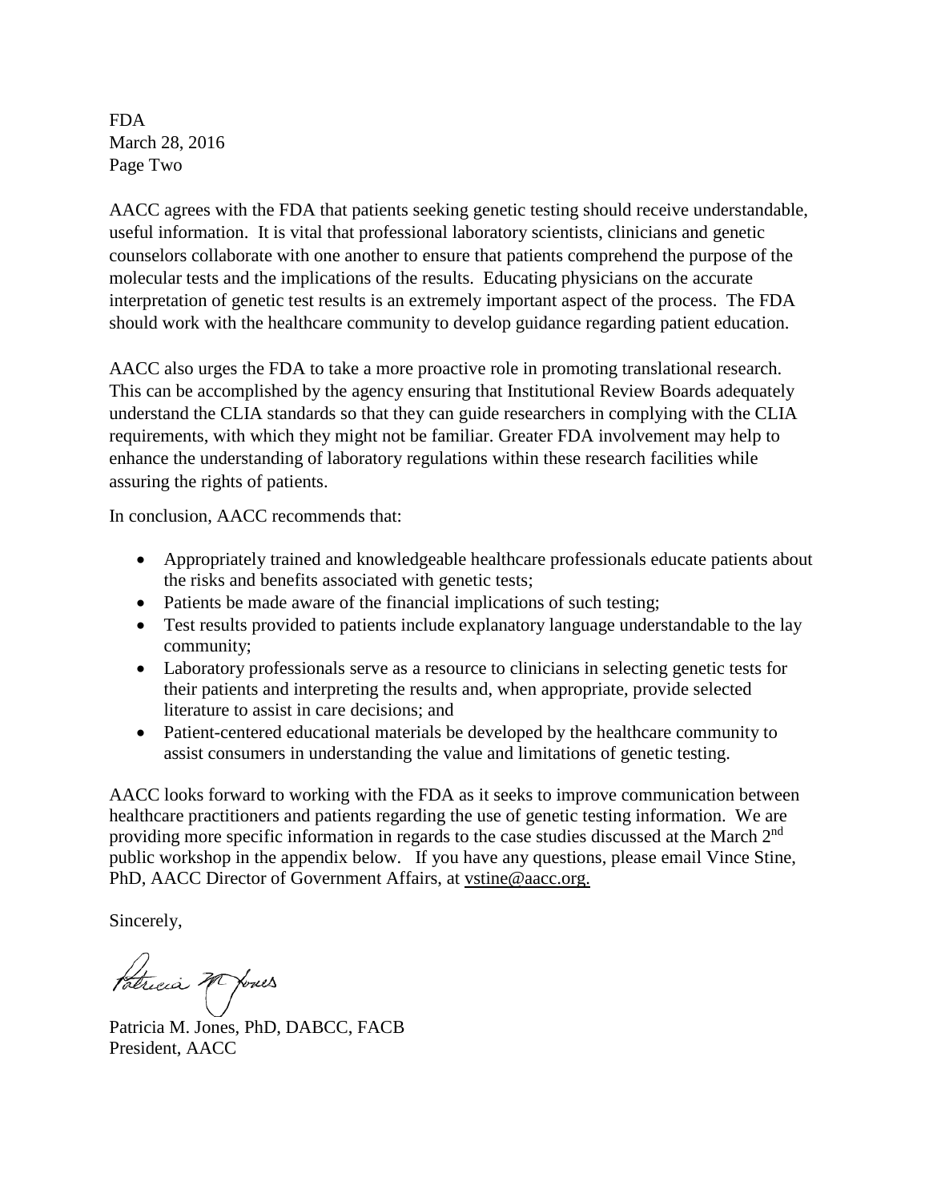AACC agrees with the FDA that patients seeking genetic testing should receive understandable, useful information. It is vital that professional laboratory scientists, clinicians and genetic counselors collaborate with one another to ensure that patients comprehend the purpose of the molecular tests and the implications of the results. Educating physicians on the accurate interpretation of genetic test results is an extremely important aspect of the process. The FDA should work with the healthcare community to develop guidance regarding patient education.

AACC also urges the FDA to take a more proactive role in promoting translational research. This can be accomplished by the agency ensuring that Institutional Review Boards adequately understand the CLIA standards so that they can guide researchers in complying with the CLIA requirements, with which they might not be familiar. Greater FDA involvement may help to enhance the understanding of laboratory regulations within these research facilities while assuring the rights of patients.

In conclusion, AACC recommends that:

- Appropriately trained and knowledgeable healthcare professionals educate patients about the risks and benefits associated with genetic tests;
- Patients be made aware of the financial implications of such testing;
- Test results provided to patients include explanatory language understandable to the lay community;
- Laboratory professionals serve as a resource to clinicians in selecting genetic tests for their patients and interpreting the results and, when appropriate, provide selected literature to assist in care decisions; and
- Patient-centered educational materials be developed by the healthcare community to assist consumers in understanding the value and limitations of genetic testing.

AACC looks forward to working with the FDA as it seeks to improve communication between healthcare practitioners and patients regarding the use of genetic testing information. We are providing more specific information in regards to the case studies discussed at the March 2nd public workshop in the appendix below. If you have any questions, please email Vince Stine, PhD, AACC Director of Government Affairs, at vstine@aacc.org.

Sincerely,

Patricia M. Jones, PhD, DABCC, FACB
President, AACC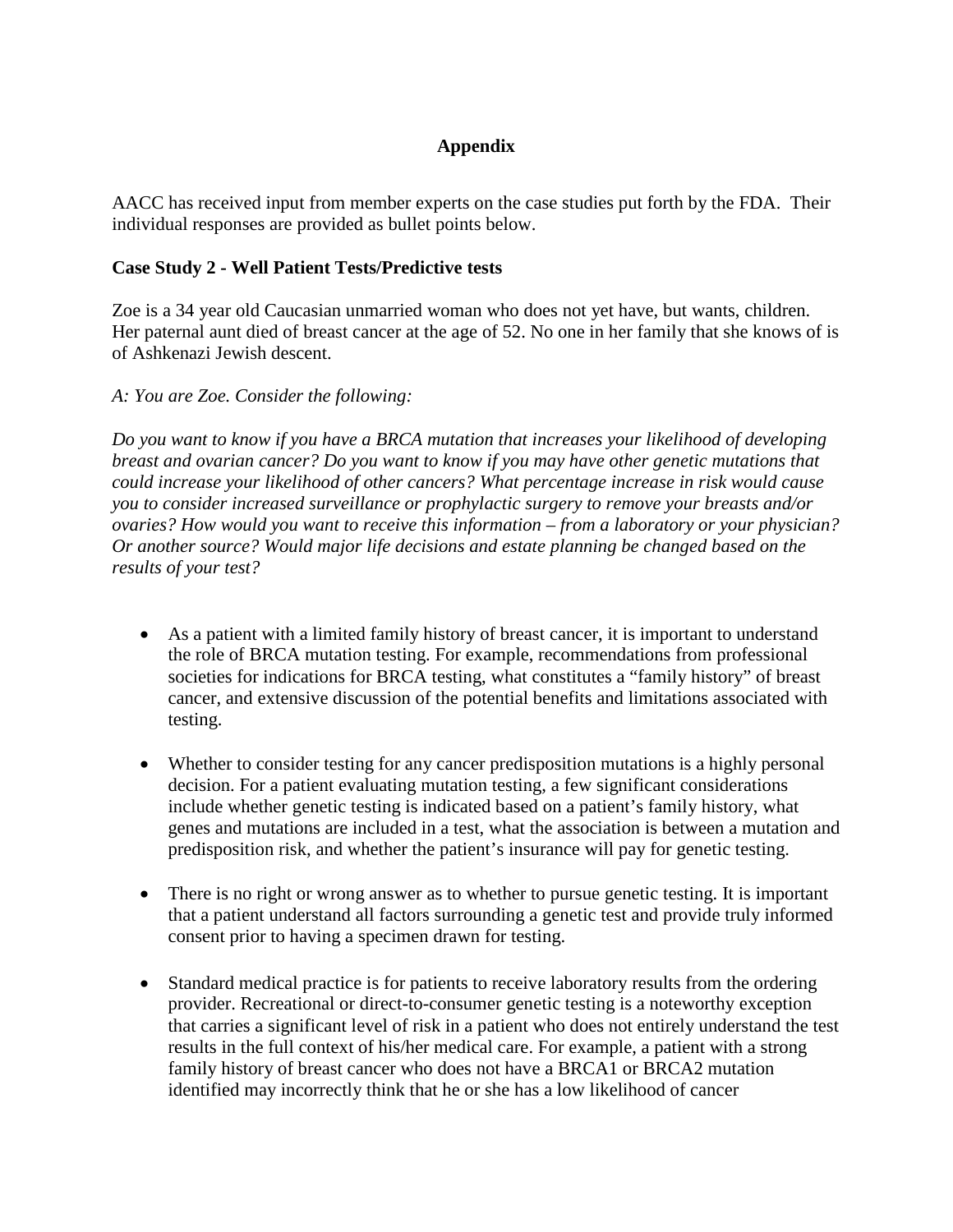## Appendix

AACC has received input from member experts on the case studies put forth by the FDA. Their individual responses are provided as bullet points below.

**Case Study 2 - Well Patient Tests/Predictive tests**

Zoe is a 34 year old Caucasian unmarried woman who does not yet have, but wants, children. Her paternal aunt died of breast cancer at the age of 52. No one in her family that she knows of is of Ashkenazi Jewish descent.

*A: You are Zoe. Consider the following:*

*Do you want to know if you have a BRCA mutation that increases your likelihood of developing breast and ovarian cancer? Do you want to know if you may have other genetic mutations that could increase your likelihood of other cancers? What percentage increase in risk would cause you to consider increased surveillance or prophylactic surgery to remove your breasts and/or ovaries? How would you want to receive this information – from a laboratory or your physician? Or another source? Would major life decisions and estate planning be changed based on the results of your test?*

- As a patient with a limited family history of breast cancer, it is important to understand the role of BRCA mutation testing. For example, recommendations from professional societies for indications for BRCA testing, what constitutes a "family history" of breast cancer, and extensive discussion of the potential benefits and limitations associated with testing.

- Whether to consider testing for any cancer predisposition mutations is a highly personal decision. For a patient evaluating mutation testing, a few significant considerations include whether genetic testing is indicated based on a patient's family history, what genes and mutations are included in a test, what the association is between a mutation and predisposition risk, and whether the patient's insurance will pay for genetic testing.

- There is no right or wrong answer as to whether to pursue genetic testing. It is important that a patient understand all factors surrounding a genetic test and provide truly informed consent prior to having a specimen drawn for testing.

- Standard medical practice is for patients to receive laboratory results from the ordering provider. Recreational or direct-to-consumer genetic testing is a noteworthy exception that carries a significant level of risk in a patient who does not entirely understand the test results in the full context of his/her medical care. For example, a patient with a strong family history of breast cancer who does not have a BRCA1 or BRCA2 mutation identified may incorrectly think that he or she has a low likelihood of cancer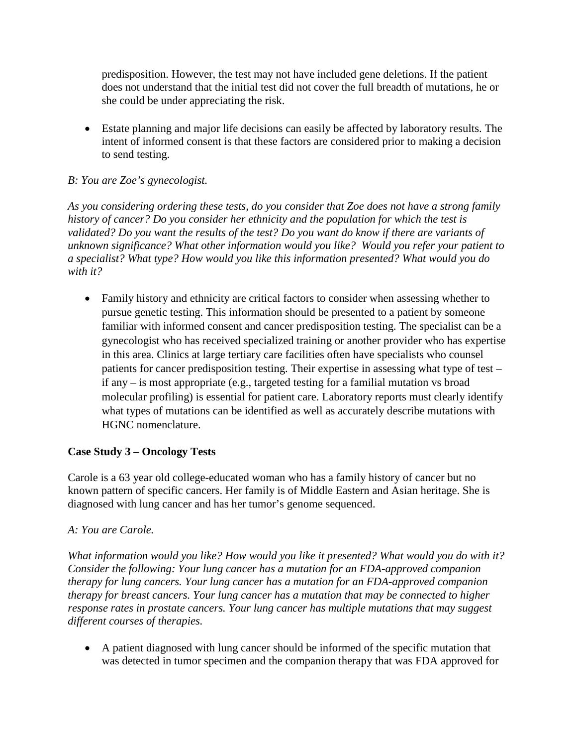predisposition. However, the test may not have included gene deletions. If the patient does not understand that the initial test did not cover the full breadth of mutations, he or she could be under appreciating the risk.

- Estate planning and major life decisions can easily be affected by laboratory results. The intent of informed consent is that these factors are considered prior to making a decision to send testing.

*B: You are Zoe's gynecologist.*

*As you considering ordering these tests, do you consider that Zoe does not have a strong family history of cancer? Do you consider her ethnicity and the population for which the test is validated? Do you want the results of the test? Do you want do know if there are variants of unknown significance? What other information would you like? Would you refer your patient to a specialist? What type? How would you like this information presented? What would you do with it?*

- Family history and ethnicity are critical factors to consider when assessing whether to pursue genetic testing. This information should be presented to a patient by someone familiar with informed consent and cancer predisposition testing. The specialist can be a gynecologist who has received specialized training or another provider who has expertise in this area. Clinics at large tertiary care facilities often have specialists who counsel patients for cancer predisposition testing. Their expertise in assessing what type of test – if any – is most appropriate (e.g., targeted testing for a familial mutation vs broad molecular profiling) is essential for patient care. Laboratory reports must clearly identify what types of mutations can be identified as well as accurately describe mutations with HGNC nomenclature.

**Case Study 3 – Oncology Tests**

Carole is a 63 year old college-educated woman who has a family history of cancer but no known pattern of specific cancers. Her family is of Middle Eastern and Asian heritage. She is diagnosed with lung cancer and has her tumor's genome sequenced.

*A: You are Carole.*

*What information would you like? How would you like it presented? What would you do with it? Consider the following: Your lung cancer has a mutation for an FDA-approved companion therapy for lung cancers. Your lung cancer has a mutation for an FDA-approved companion therapy for breast cancers. Your lung cancer has a mutation that may be connected to higher response rates in prostate cancers. Your lung cancer has multiple mutations that may suggest different courses of therapies.*

- A patient diagnosed with lung cancer should be informed of the specific mutation that was detected in tumor specimen and the companion therapy that was FDA approved for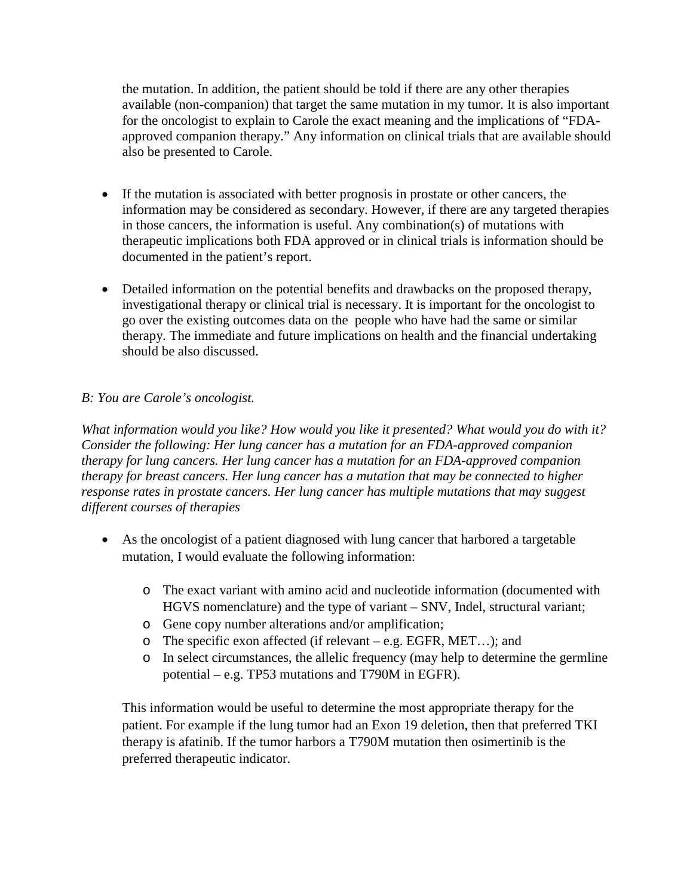the mutation. In addition, the patient should be told if there are any other therapies available (non-companion) that target the same mutation in my tumor. It is also important for the oncologist to explain to Carole the exact meaning and the implications of "FDA-approved companion therapy." Any information on clinical trials that are available should also be presented to Carole.

- If the mutation is associated with better prognosis in prostate or other cancers, the information may be considered as secondary. However, if there are any targeted therapies in those cancers, the information is useful. Any combination(s) of mutations with therapeutic implications both FDA approved or in clinical trials is information should be documented in the patient's report.

- Detailed information on the potential benefits and drawbacks on the proposed therapy, investigational therapy or clinical trial is necessary. It is important for the oncologist to go over the existing outcomes data on the people who have had the same or similar therapy. The immediate and future implications on health and the financial undertaking should be also discussed.

*B: You are Carole's oncologist.*

*What information would you like? How would you like it presented? What would you do with it? Consider the following: Her lung cancer has a mutation for an FDA-approved companion therapy for lung cancers. Her lung cancer has a mutation for an FDA-approved companion therapy for breast cancers. Her lung cancer has a mutation that may be connected to higher response rates in prostate cancers. Her lung cancer has multiple mutations that may suggest different courses of therapies*

- As the oncologist of a patient diagnosed with lung cancer that harbored a targetable mutation, I would evaluate the following information:

  - The exact variant with amino acid and nucleotide information (documented with HGVS nomenclature) and the type of variant – SNV, Indel, structural variant;
  - Gene copy number alterations and/or amplification;
  - The specific exon affected (if relevant – e.g. EGFR, MET…); and
  - In select circumstances, the allelic frequency (may help to determine the germline potential – e.g. TP53 mutations and T790M in EGFR).

  This information would be useful to determine the most appropriate therapy for the patient. For example if the lung tumor had an Exon 19 deletion, then that preferred TKI therapy is afatinib. If the tumor harbors a T790M mutation then osimertinib is the preferred therapeutic indicator.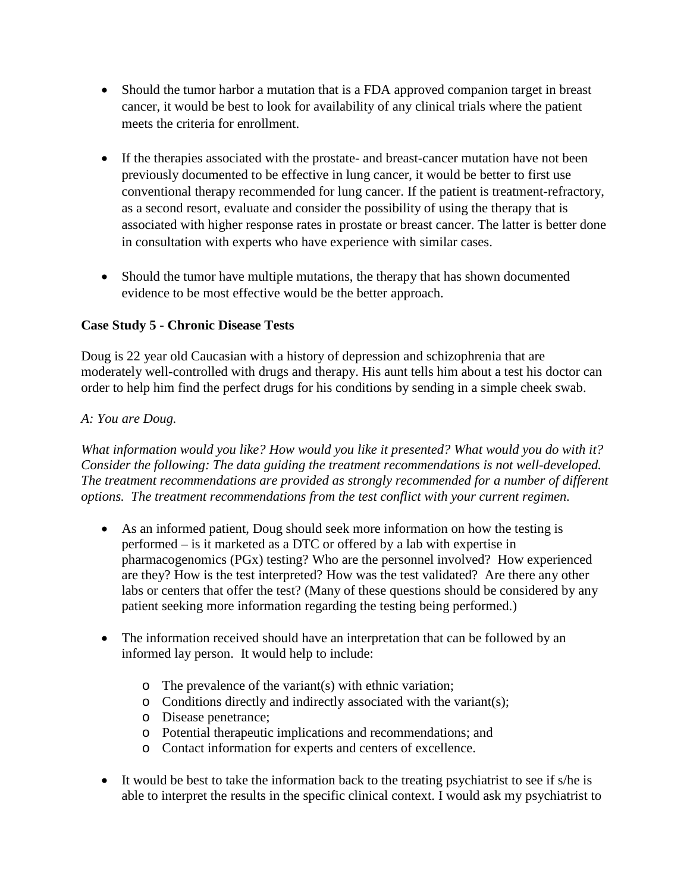- Should the tumor harbor a mutation that is a FDA approved companion target in breast cancer, it would be best to look for availability of any clinical trials where the patient meets the criteria for enrollment.

- If the therapies associated with the prostate- and breast-cancer mutation have not been previously documented to be effective in lung cancer, it would be better to first use conventional therapy recommended for lung cancer. If the patient is treatment-refractory, as a second resort, evaluate and consider the possibility of using the therapy that is associated with higher response rates in prostate or breast cancer. The latter is better done in consultation with experts who have experience with similar cases.

- Should the tumor have multiple mutations, the therapy that has shown documented evidence to be most effective would be the better approach.

**Case Study 5 - Chronic Disease Tests**

Doug is 22 year old Caucasian with a history of depression and schizophrenia that are moderately well-controlled with drugs and therapy. His aunt tells him about a test his doctor can order to help him find the perfect drugs for his conditions by sending in a simple cheek swab.

*A: You are Doug.*

*What information would you like? How would you like it presented? What would you do with it? Consider the following: The data guiding the treatment recommendations is not well-developed. The treatment recommendations are provided as strongly recommended for a number of different options. The treatment recommendations from the test conflict with your current regimen.*

- As an informed patient, Doug should seek more information on how the testing is performed – is it marketed as a DTC or offered by a lab with expertise in pharmacogenomics (PGx) testing? Who are the personnel involved? How experienced are they? How is the test interpreted? How was the test validated? Are there any other labs or centers that offer the test? (Many of these questions should be considered by any patient seeking more information regarding the testing being performed.)

- The information received should have an interpretation that can be followed by an informed lay person. It would help to include:
  - The prevalence of the variant(s) with ethnic variation;
  - Conditions directly and indirectly associated with the variant(s);
  - Disease penetrance;
  - Potential therapeutic implications and recommendations; and
  - Contact information for experts and centers of excellence.

- It would be best to take the information back to the treating psychiatrist to see if s/he is able to interpret the results in the specific clinical context. I would ask my psychiatrist to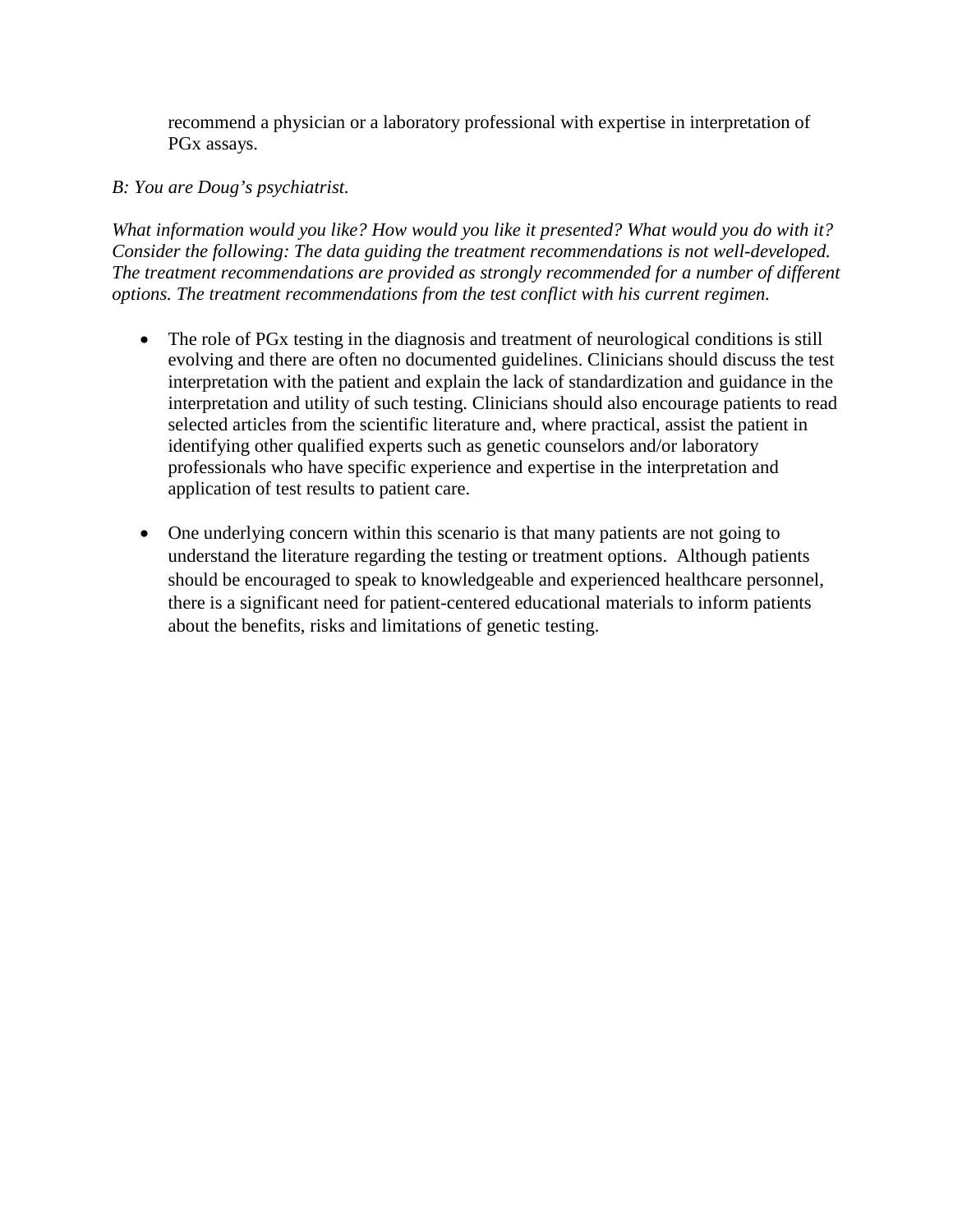recommend a physician or a laboratory professional with expertise in interpretation of PGx assays.

*B: You are Doug's psychiatrist.*

*What information would you like? How would you like it presented? What would you do with it? Consider the following: The data guiding the treatment recommendations is not well-developed. The treatment recommendations are provided as strongly recommended for a number of different options. The treatment recommendations from the test conflict with his current regimen.*

- The role of PGx testing in the diagnosis and treatment of neurological conditions is still evolving and there are often no documented guidelines. Clinicians should discuss the test interpretation with the patient and explain the lack of standardization and guidance in the interpretation and utility of such testing. Clinicians should also encourage patients to read selected articles from the scientific literature and, where practical, assist the patient in identifying other qualified experts such as genetic counselors and/or laboratory professionals who have specific experience and expertise in the interpretation and application of test results to patient care.

- One underlying concern within this scenario is that many patients are not going to understand the literature regarding the testing or treatment options. Although patients should be encouraged to speak to knowledgeable and experienced healthcare personnel, there is a significant need for patient-centered educational materials to inform patients about the benefits, risks and limitations of genetic testing.